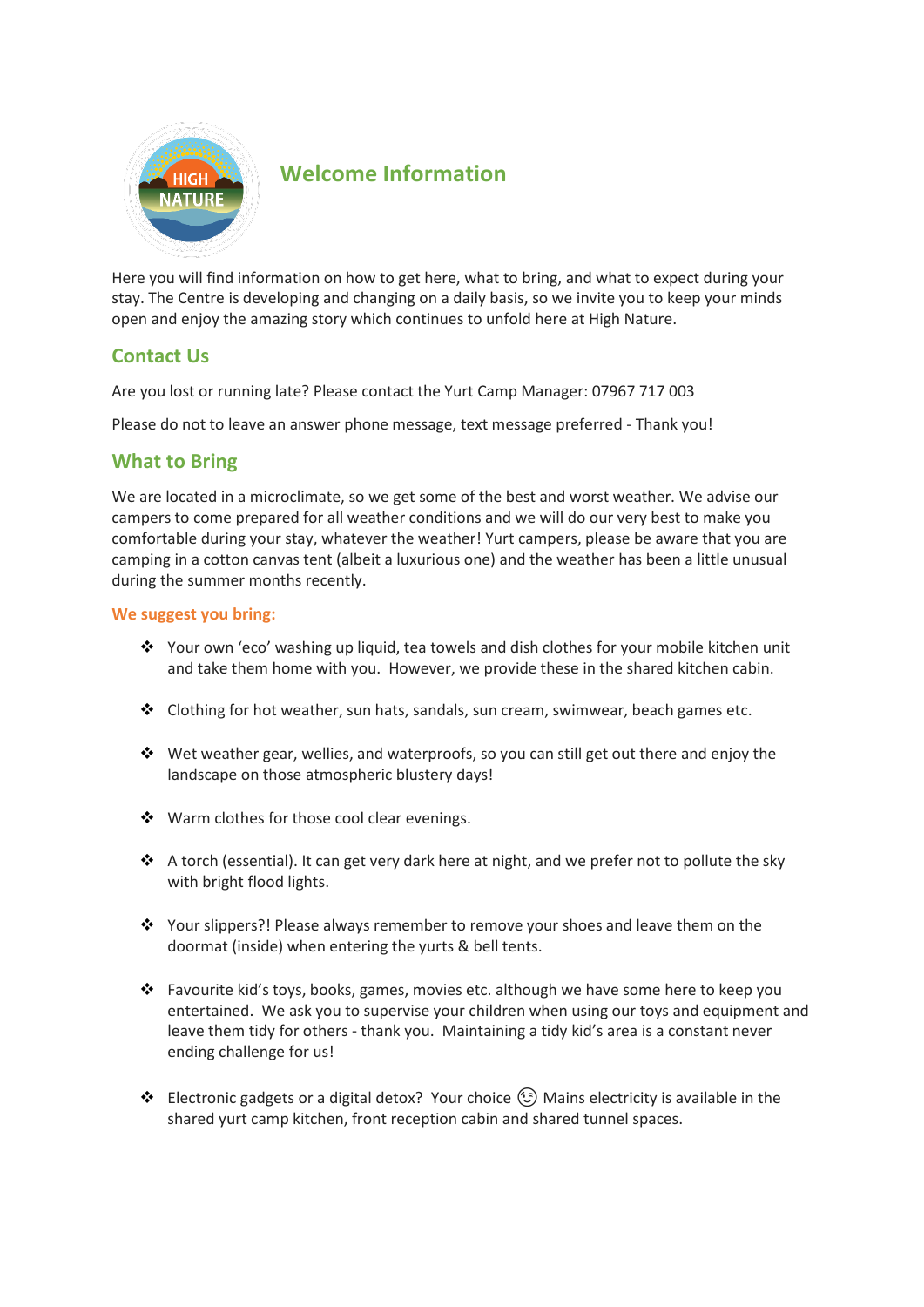# Welcome Information

Here you will find information on how to get here, what to bring, and what to expect during your stay. The Centre is developing and changing on a daily basis, so we invite you to keep your minds open and enjoy the amazing story which continues to unfold here at High Nature.

## Contact Us

Are you lost or running late? Please contact the Yurt Camp Manager: 07967 717 003

Please do not to leave an answer phone message, text message preferred - Thank you!

## What to Bring

We are located in a microclimate, so we get some of the best and worst weather. We advise our campers to come prepared for all weather conditions and we will do our very best to make you comfortable during your stay, whatever the weather! Yurt campers, please be aware that you are camping in a cotton canvas tent (albeit a luxurious one) and the weather has been a little unusual during the summer months recently.

### We suggest you bring:

- Your own 'eco' washing up liquid, tea towels and dish clothes for your mobile kitchen unit and take them home with you. However, we provide these in the shared kitchen cabin.
- Clothing for hot weather, sun hats, sandals, sun cream, swimwear, beach games etc.
- Wet weather gear, wellies, and waterproofs, so you can still get out there and enjoy the landscape on those atmospheric blustery days!
- Warm clothes for those cool clear evenings.
- A torch (essential). It can get very dark here at night, and we prefer not to pollute the sky with bright flood lights.
- Your slippers?! Please always remember to remove your shoes and leave them on the doormat (inside) when entering the yurts & bell tents.
- Favourite kid's toys, books, games, movies etc. although we have some here to keep you entertained. We ask you to supervise your children when using our toys and equipment and leave them tidy for others - thank you. Maintaining a tidy kid's area is a constant never ending challenge for us!
- Electronic gadgets or a digital detox? Your choice 😉 Mains electricity is available in the shared yurt camp kitchen, front reception cabin and shared tunnel spaces.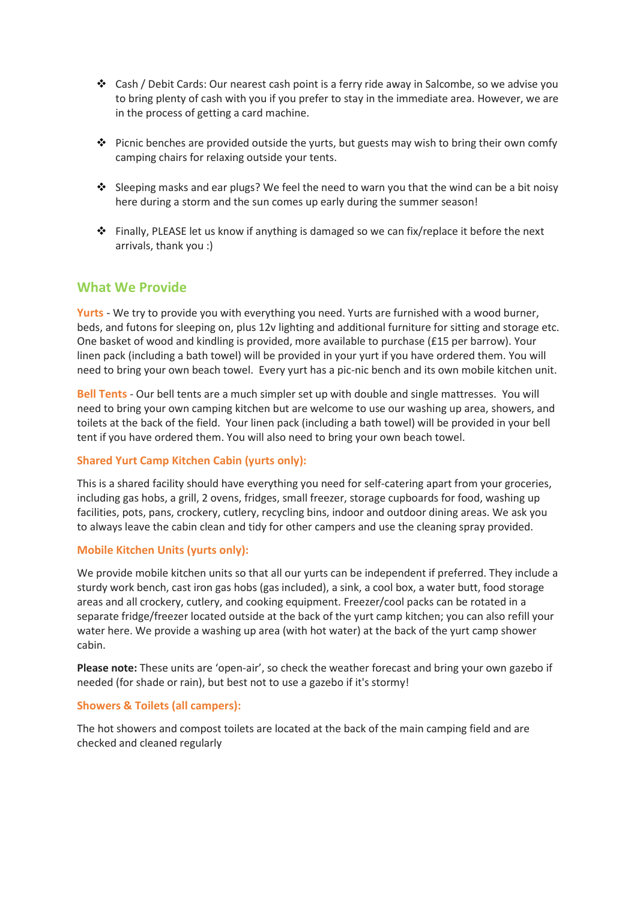- Cash / Debit Cards: Our nearest cash point is a ferry ride away in Salcombe, so we advise you to bring plenty of cash with you if you prefer to stay in the immediate area. However, we are in the process of getting a card machine.

- Picnic benches are provided outside the yurts, but guests may wish to bring their own comfy camping chairs for relaxing outside your tents.

- Sleeping masks and ear plugs? We feel the need to warn you that the wind can be a bit noisy here during a storm and the sun comes up early during the summer season!

- Finally, PLEASE let us know if anything is damaged so we can fix/replace it before the next arrivals, thank you :)

## What We Provide

**Yurts** - We try to provide you with everything you need. Yurts are furnished with a wood burner, beds, and futons for sleeping on, plus 12v lighting and additional furniture for sitting and storage etc. One basket of wood and kindling is provided, more available to purchase (£15 per barrow). Your linen pack (including a bath towel) will be provided in your yurt if you have ordered them. You will need to bring your own beach towel. Every yurt has a pic-nic bench and its own mobile kitchen unit.

**Bell Tents** - Our bell tents are a much simpler set up with double and single mattresses. You will need to bring your own camping kitchen but are welcome to use our washing up area, showers, and toilets at the back of the field. Your linen pack (including a bath towel) will be provided in your bell tent if you have ordered them. You will also need to bring your own beach towel.

### Shared Yurt Camp Kitchen Cabin (yurts only):

This is a shared facility should have everything you need for self-catering apart from your groceries, including gas hobs, a grill, 2 ovens, fridges, small freezer, storage cupboards for food, washing up facilities, pots, pans, crockery, cutlery, recycling bins, indoor and outdoor dining areas. We ask you to always leave the cabin clean and tidy for other campers and use the cleaning spray provided.

### Mobile Kitchen Units (yurts only):

We provide mobile kitchen units so that all our yurts can be independent if preferred. They include a sturdy work bench, cast iron gas hobs (gas included), a sink, a cool box, a water butt, food storage areas and all crockery, cutlery, and cooking equipment. Freezer/cool packs can be rotated in a separate fridge/freezer located outside at the back of the yurt camp kitchen; you can also refill your water here. We provide a washing up area (with hot water) at the back of the yurt camp shower cabin.

**Please note:** These units are 'open-air', so check the weather forecast and bring your own gazebo if needed (for shade or rain), but best not to use a gazebo if it's stormy!

### Showers & Toilets (all campers):

The hot showers and compost toilets are located at the back of the main camping field and are checked and cleaned regularly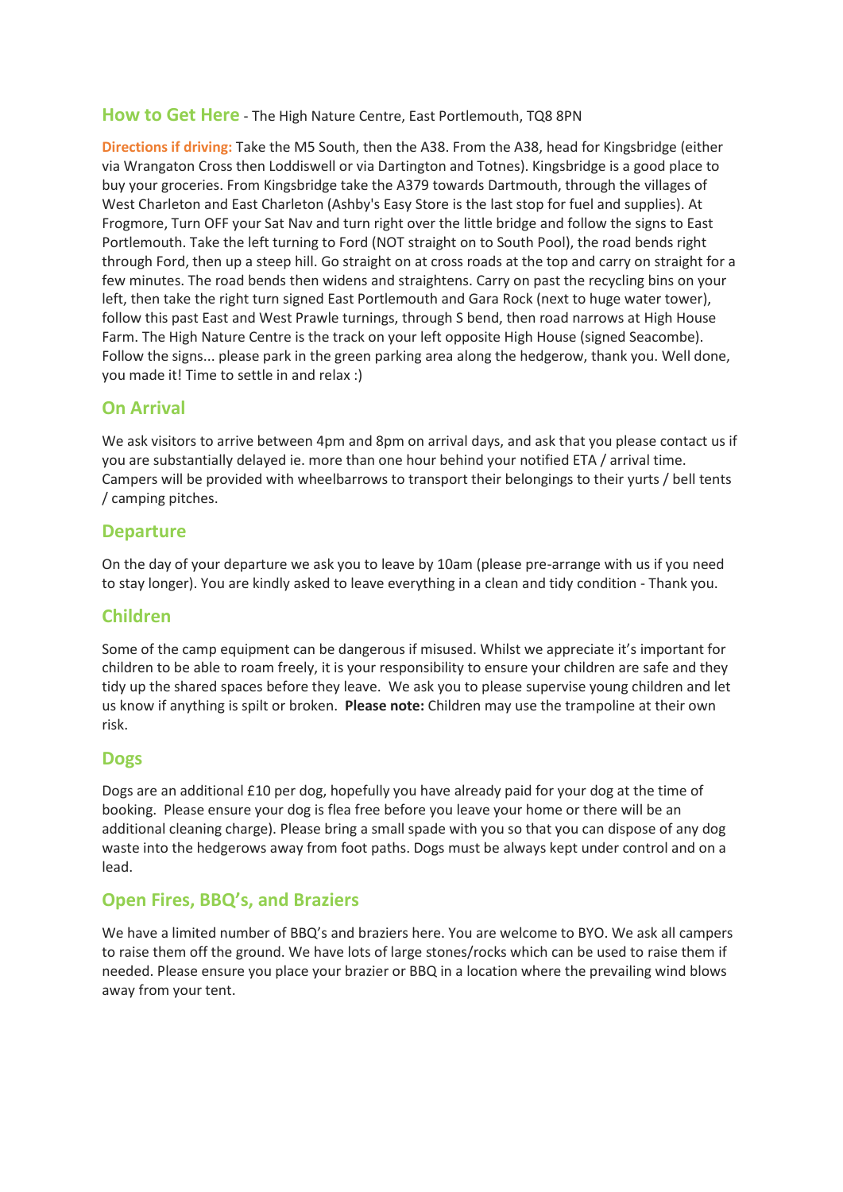## How to Get Here - The High Nature Centre, East Portlemouth, TQ8 8PN

**Directions if driving:** Take the M5 South, then the A38. From the A38, head for Kingsbridge (either via Wrangaton Cross then Loddiswell or via Dartington and Totnes). Kingsbridge is a good place to buy your groceries. From Kingsbridge take the A379 towards Dartmouth, through the villages of West Charleton and East Charleton (Ashby's Easy Store is the last stop for fuel and supplies). At Frogmore, Turn OFF your Sat Nav and turn right over the little bridge and follow the signs to East Portlemouth. Take the left turning to Ford (NOT straight on to South Pool), the road bends right through Ford, then up a steep hill. Go straight on at cross roads at the top and carry on straight for a few minutes. The road bends then widens and straightens. Carry on past the recycling bins on your left, then take the right turn signed East Portlemouth and Gara Rock (next to huge water tower), follow this past East and West Prawle turnings, through S bend, then road narrows at High House Farm. The High Nature Centre is the track on your left opposite High House (signed Seacombe). Follow the signs... please park in the green parking area along the hedgerow, thank you. Well done, you made it! Time to settle in and relax :)

## On Arrival

We ask visitors to arrive between 4pm and 8pm on arrival days, and ask that you please contact us if you are substantially delayed ie. more than one hour behind your notified ETA / arrival time. Campers will be provided with wheelbarrows to transport their belongings to their yurts / bell tents / camping pitches.

## Departure

On the day of your departure we ask you to leave by 10am (please pre-arrange with us if you need to stay longer). You are kindly asked to leave everything in a clean and tidy condition - Thank you.

## Children

Some of the camp equipment can be dangerous if misused. Whilst we appreciate it's important for children to be able to roam freely, it is your responsibility to ensure your children are safe and they tidy up the shared spaces before they leave. We ask you to please supervise young children and let us know if anything is spilt or broken. **Please note:** Children may use the trampoline at their own risk.

## Dogs

Dogs are an additional £10 per dog, hopefully you have already paid for your dog at the time of booking. Please ensure your dog is flea free before you leave your home or there will be an additional cleaning charge). Please bring a small spade with you so that you can dispose of any dog waste into the hedgerows away from foot paths. Dogs must be always kept under control and on a lead.

## Open Fires, BBQ's, and Braziers

We have a limited number of BBQ's and braziers here. You are welcome to BYO. We ask all campers to raise them off the ground. We have lots of large stones/rocks which can be used to raise them if needed. Please ensure you place your brazier or BBQ in a location where the prevailing wind blows away from your tent.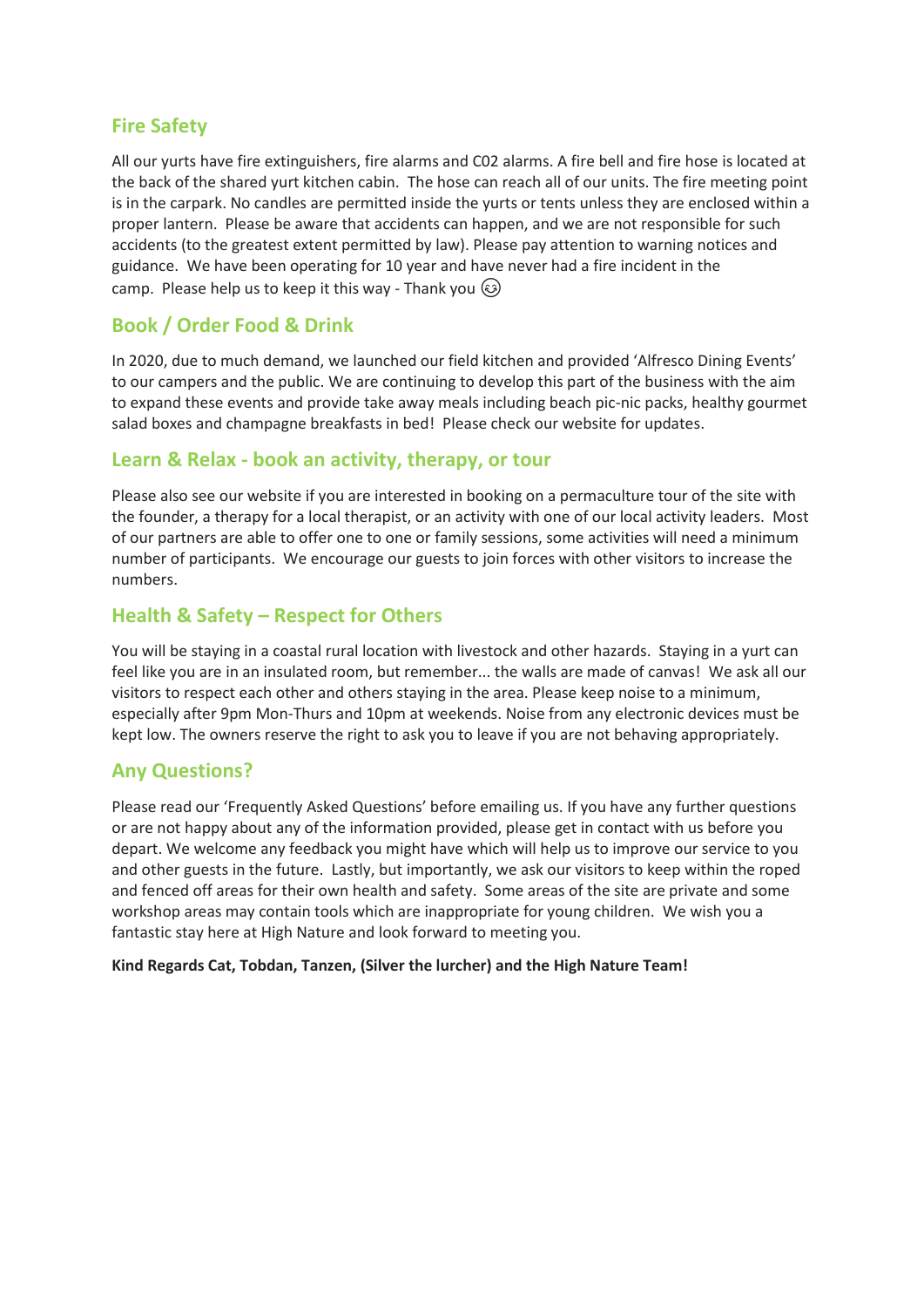## Fire Safety

All our yurts have fire extinguishers, fire alarms and C02 alarms. A fire bell and fire hose is located at the back of the shared yurt kitchen cabin. The hose can reach all of our units. The fire meeting point is in the carpark. No candles are permitted inside the yurts or tents unless they are enclosed within a proper lantern. Please be aware that accidents can happen, and we are not responsible for such accidents (to the greatest extent permitted by law). Please pay attention to warning notices and guidance. We have been operating for 10 year and have never had a fire incident in the camp. Please help us to keep it this way - Thank you 😉

## Book / Order Food & Drink

In 2020, due to much demand, we launched our field kitchen and provided 'Alfresco Dining Events' to our campers and the public. We are continuing to develop this part of the business with the aim to expand these events and provide take away meals including beach pic-nic packs, healthy gourmet salad boxes and champagne breakfasts in bed! Please check our website for updates.

## Learn & Relax - book an activity, therapy, or tour

Please also see our website if you are interested in booking on a permaculture tour of the site with the founder, a therapy for a local therapist, or an activity with one of our local activity leaders. Most of our partners are able to offer one to one or family sessions, some activities will need a minimum number of participants. We encourage our guests to join forces with other visitors to increase the numbers.

## Health & Safety – Respect for Others

You will be staying in a coastal rural location with livestock and other hazards. Staying in a yurt can feel like you are in an insulated room, but remember... the walls are made of canvas! We ask all our visitors to respect each other and others staying in the area. Please keep noise to a minimum, especially after 9pm Mon-Thurs and 10pm at weekends. Noise from any electronic devices must be kept low. The owners reserve the right to ask you to leave if you are not behaving appropriately.

## Any Questions?

Please read our 'Frequently Asked Questions' before emailing us. If you have any further questions or are not happy about any of the information provided, please get in contact with us before you depart. We welcome any feedback you might have which will help us to improve our service to you and other guests in the future. Lastly, but importantly, we ask our visitors to keep within the roped and fenced off areas for their own health and safety. Some areas of the site are private and some workshop areas may contain tools which are inappropriate for young children. We wish you a fantastic stay here at High Nature and look forward to meeting you.

**Kind Regards Cat, Tobdan, Tanzen, (Silver the lurcher) and the High Nature Team!**